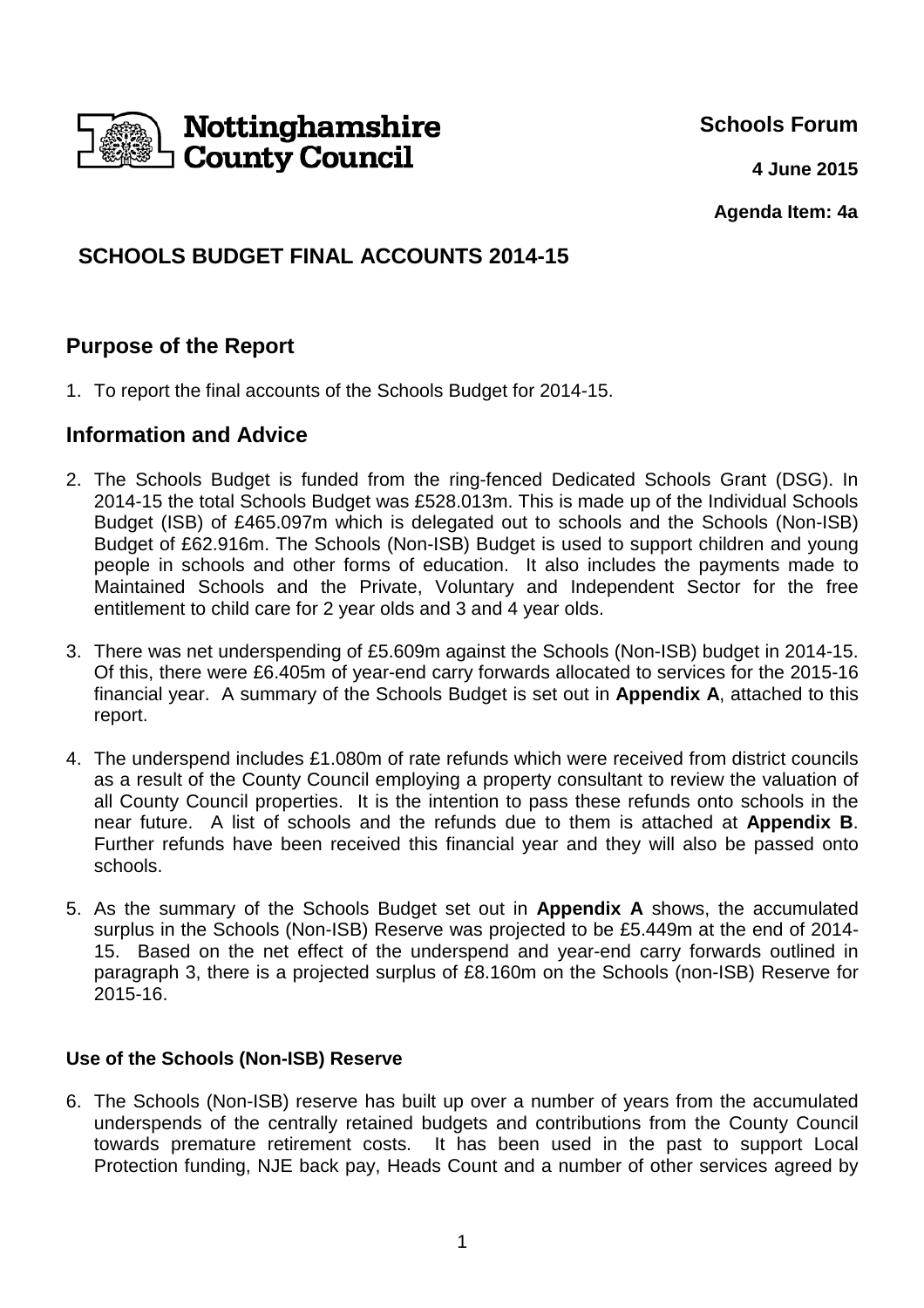Nottinghamshire County Council

**Schools Forum**

**4 June 2015**

**Agenda Item: 4a**

# SCHOOLS BUDGET FINAL ACCOUNTS 2014-15

## Purpose of the Report

1. To report the final accounts of the Schools Budget for 2014-15.

## Information and Advice

2. The Schools Budget is funded from the ring-fenced Dedicated Schools Grant (DSG). In 2014-15 the total Schools Budget was £528.013m. This is made up of the Individual Schools Budget (ISB) of £465.097m which is delegated out to schools and the Schools (Non-ISB) Budget of £62.916m. The Schools (Non-ISB) Budget is used to support children and young people in schools and other forms of education. It also includes the payments made to Maintained Schools and the Private, Voluntary and Independent Sector for the free entitlement to child care for 2 year olds and 3 and 4 year olds.

3. There was net underspending of £5.609m against the Schools (Non-ISB) budget in 2014-15. Of this, there were £6.405m of year-end carry forwards allocated to services for the 2015-16 financial year. A summary of the Schools Budget is set out in **Appendix A**, attached to this report.

4. The underspend includes £1.080m of rate refunds which were received from district councils as a result of the County Council employing a property consultant to review the valuation of all County Council properties. It is the intention to pass these refunds onto schools in the near future. A list of schools and the refunds due to them is attached at **Appendix B**. Further refunds have been received this financial year and they will also be passed onto schools.

5. As the summary of the Schools Budget set out in **Appendix A** shows, the accumulated surplus in the Schools (Non-ISB) Reserve was projected to be £5.449m at the end of 2014-15. Based on the net effect of the underspend and year-end carry forwards outlined in paragraph 3, there is a projected surplus of £8.160m on the Schools (non-ISB) Reserve for 2015-16.

### Use of the Schools (Non-ISB) Reserve

6. The Schools (Non-ISB) reserve has built up over a number of years from the accumulated underspends of the centrally retained budgets and contributions from the County Council towards premature retirement costs. It has been used in the past to support Local Protection funding, NJE back pay, Heads Count and a number of other services agreed by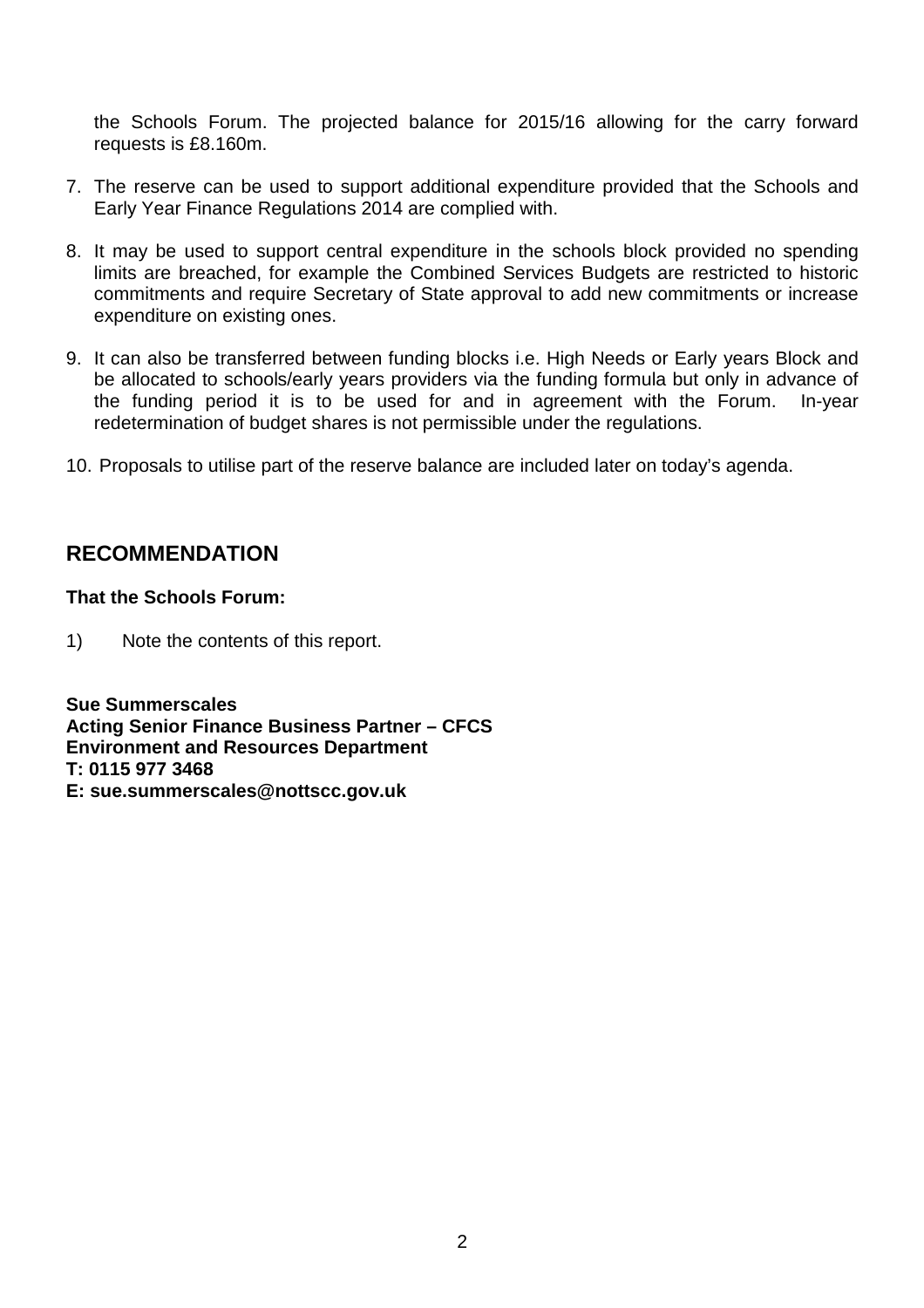the Schools Forum. The projected balance for 2015/16 allowing for the carry forward requests is £8.160m.

7. The reserve can be used to support additional expenditure provided that the Schools and Early Year Finance Regulations 2014 are complied with.

8. It may be used to support central expenditure in the schools block provided no spending limits are breached, for example the Combined Services Budgets are restricted to historic commitments and require Secretary of State approval to add new commitments or increase expenditure on existing ones.

9. It can also be transferred between funding blocks i.e. High Needs or Early years Block and be allocated to schools/early years providers via the funding formula but only in advance of the funding period it is to be used for and in agreement with the Forum. In-year redetermination of budget shares is not permissible under the regulations.

10. Proposals to utilise part of the reserve balance are included later on today's agenda.

## RECOMMENDATION

**That the Schools Forum:**

1) Note the contents of this report.

**Sue Summerscales**
**Acting Senior Finance Business Partner – CFCS**
**Environment and Resources Department**
**T: 0115 977 3468**
**E: sue.summerscales@nottscc.gov.uk**